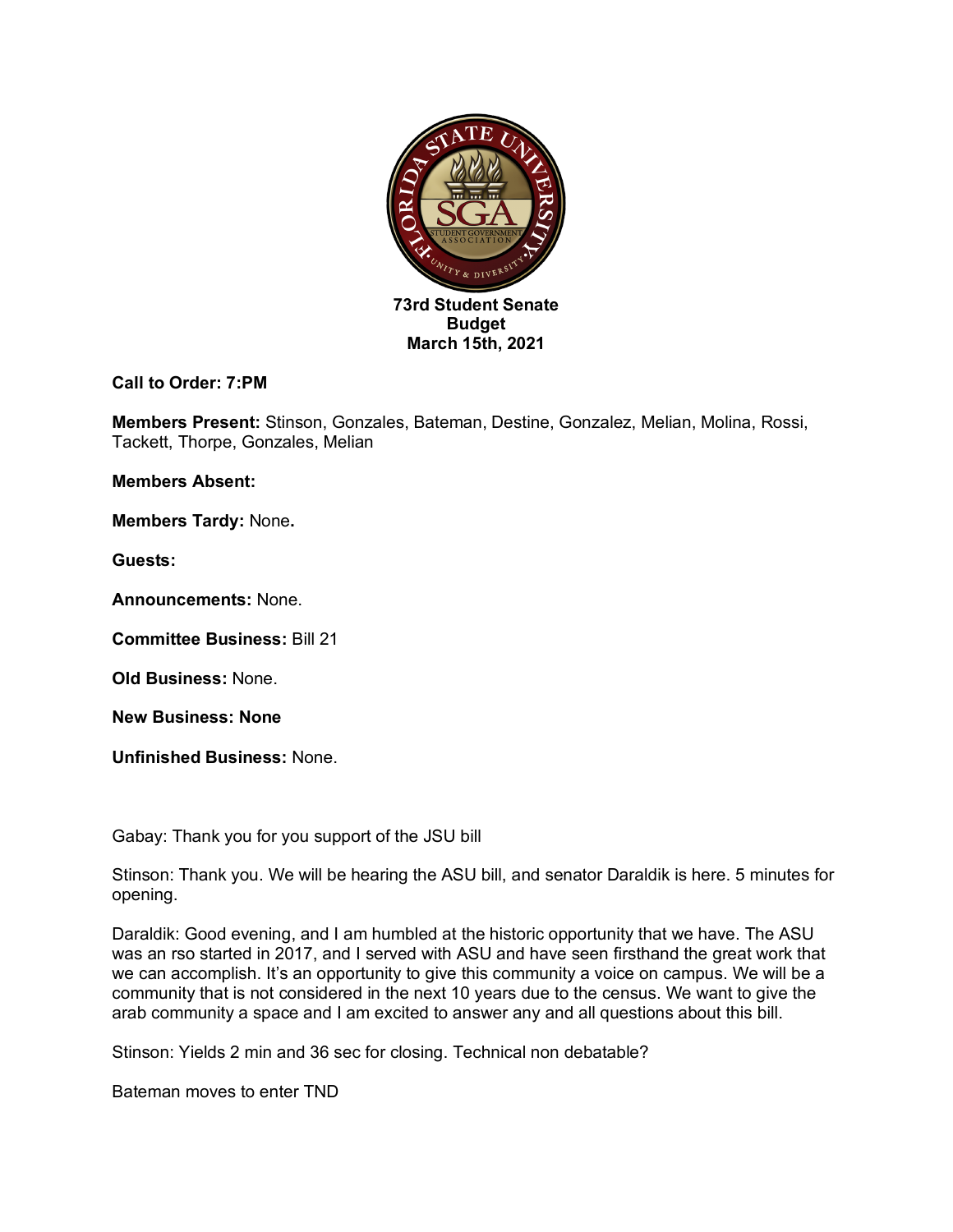**73rd Student Senate**
**Budget**
**March 15th, 2021**

**Call to Order: 7:PM**

**Members Present:** Stinson, Gonzales, Bateman, Destine, Gonzalez, Melian, Molina, Rossi, Tackett, Thorpe, Gonzales, Melian

**Members Absent:**

**Members Tardy:** None**.**

**Guests:**

**Announcements:** None.

**Committee Business:** Bill 21

**Old Business:** None.

**New Business: None**

**Unfinished Business:** None.

Gabay: Thank you for you support of the JSU bill

Stinson: Thank you. We will be hearing the ASU bill, and senator Daraldik is here. 5 minutes for opening.

Daraldik: Good evening, and I am humbled at the historic opportunity that we have. The ASU was an rso started in 2017, and I served with ASU and have seen firsthand the great work that we can accomplish. It's an opportunity to give this community a voice on campus. We will be a community that is not considered in the next 10 years due to the census. We want to give the arab community a space and I am excited to answer any and all questions about this bill.

Stinson: Yields 2 min and 36 sec for closing. Technical non debatable?

Bateman moves to enter TND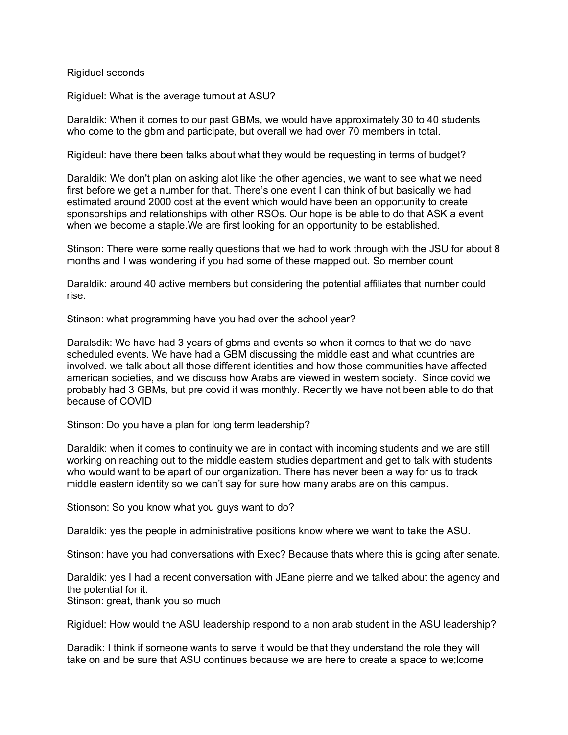Rigiduel seconds

Rigiduel: What is the average turnout at ASU?

Daraldik: When it comes to our past GBMs, we would have approximately 30 to 40 students who come to the gbm and participate, but overall we had over 70 members in total.

Rigideul: have there been talks about what they would be requesting in terms of budget?

Daraldik: We don't plan on asking alot like the other agencies, we want to see what we need first before we get a number for that. There's one event I can think of but basically we had estimated around 2000 cost at the event which would have been an opportunity to create sponsorships and relationships with other RSOs. Our hope is be able to do that ASK a event when we become a staple.We are first looking for an opportunity to be established.

Stinson: There were some really questions that we had to work through with the JSU for about 8 months and I was wondering if you had some of these mapped out. So member count

Daraldik: around 40 active members but considering the potential affiliates that number could rise.

Stinson: what programming have you had over the school year?

Daralsdik: We have had 3 years of gbms and events so when it comes to that we do have scheduled events. We have had a GBM discussing the middle east and what countries are involved. we talk about all those different identities and how those communities have affected american societies, and we discuss how Arabs are viewed in western society. Since covid we probably had 3 GBMs, but pre covid it was monthly. Recently we have not been able to do that because of COVID

Stinson: Do you have a plan for long term leadership?

Daraldik: when it comes to continuity we are in contact with incoming students and we are still working on reaching out to the middle eastern studies department and get to talk with students who would want to be apart of our organization. There has never been a way for us to track middle eastern identity so we can't say for sure how many arabs are on this campus.

Stionson: So you know what you guys want to do?

Daraldik: yes the people in administrative positions know where we want to take the ASU.

Stinson: have you had conversations with Exec? Because thats where this is going after senate.

Daraldik: yes I had a recent conversation with JEane pierre and we talked about the agency and the potential for it.
Stinson: great, thank you so much

Rigiduel: How would the ASU leadership respond to a non arab student in the ASU leadership?

Daradik: I think if someone wants to serve it would be that they understand the role they will take on and be sure that ASU continues because we are here to create a space to we;lcome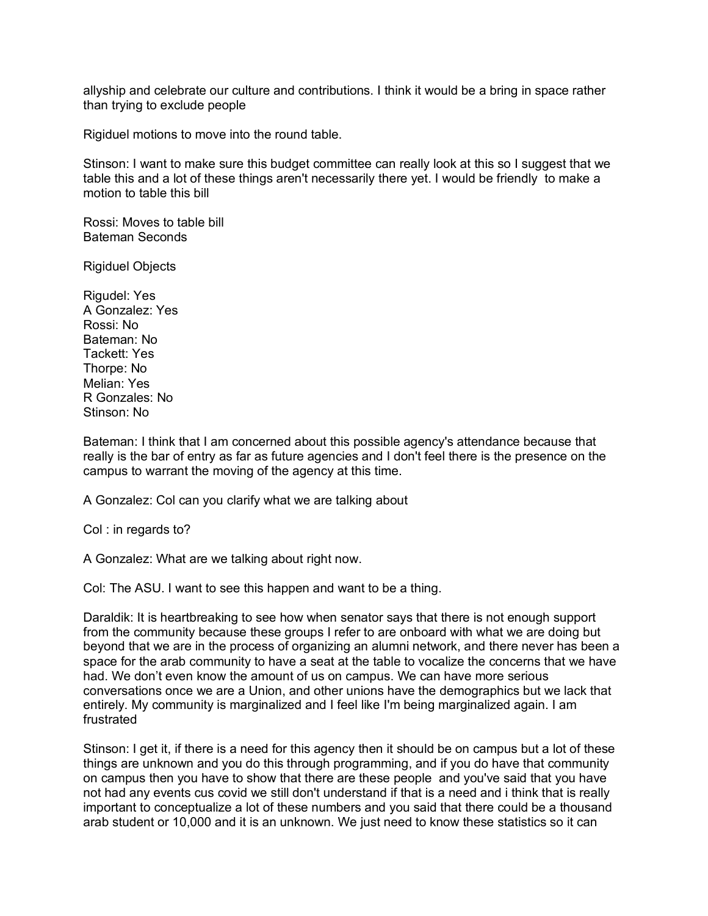allyship and celebrate our culture and contributions. I think it would be a bring in space rather than trying to exclude people

Rigiduel motions to move into the round table.

Stinson: I want to make sure this budget committee can really look at this so I suggest that we table this and a lot of these things aren't necessarily there yet. I would be friendly  to make a motion to table this bill

Rossi: Moves to table bill
Bateman Seconds

Rigiduel Objects

Rigudel: Yes
A Gonzalez: Yes
Rossi: No
Bateman: No
Tackett: Yes
Thorpe: No
Melian: Yes
R Gonzales: No
Stinson: No

Bateman: I think that I am concerned about this possible agency's attendance because that really is the bar of entry as far as future agencies and I don't feel there is the presence on the campus to warrant the moving of the agency at this time.

A Gonzalez: Col can you clarify what we are talking about

Col : in regards to?

A Gonzalez: What are we talking about right now.

Col: The ASU. I want to see this happen and want to be a thing.

Daraldik: It is heartbreaking to see how when senator says that there is not enough support from the community because these groups I refer to are onboard with what we are doing but beyond that we are in the process of organizing an alumni network, and there never has been a space for the arab community to have a seat at the table to vocalize the concerns that we have had. We don't even know the amount of us on campus. We can have more serious conversations once we are a Union, and other unions have the demographics but we lack that entirely. My community is marginalized and I feel like I'm being marginalized again. I am frustrated

Stinson: I get it, if there is a need for this agency then it should be on campus but a lot of these things are unknown and you do this through programming, and if you do have that community on campus then you have to show that there are these people  and you've said that you have not had any events cus covid we still don't understand if that is a need and i think that is really important to conceptualize a lot of these numbers and you said that there could be a thousand arab student or 10,000 and it is an unknown. We just need to know these statistics so it can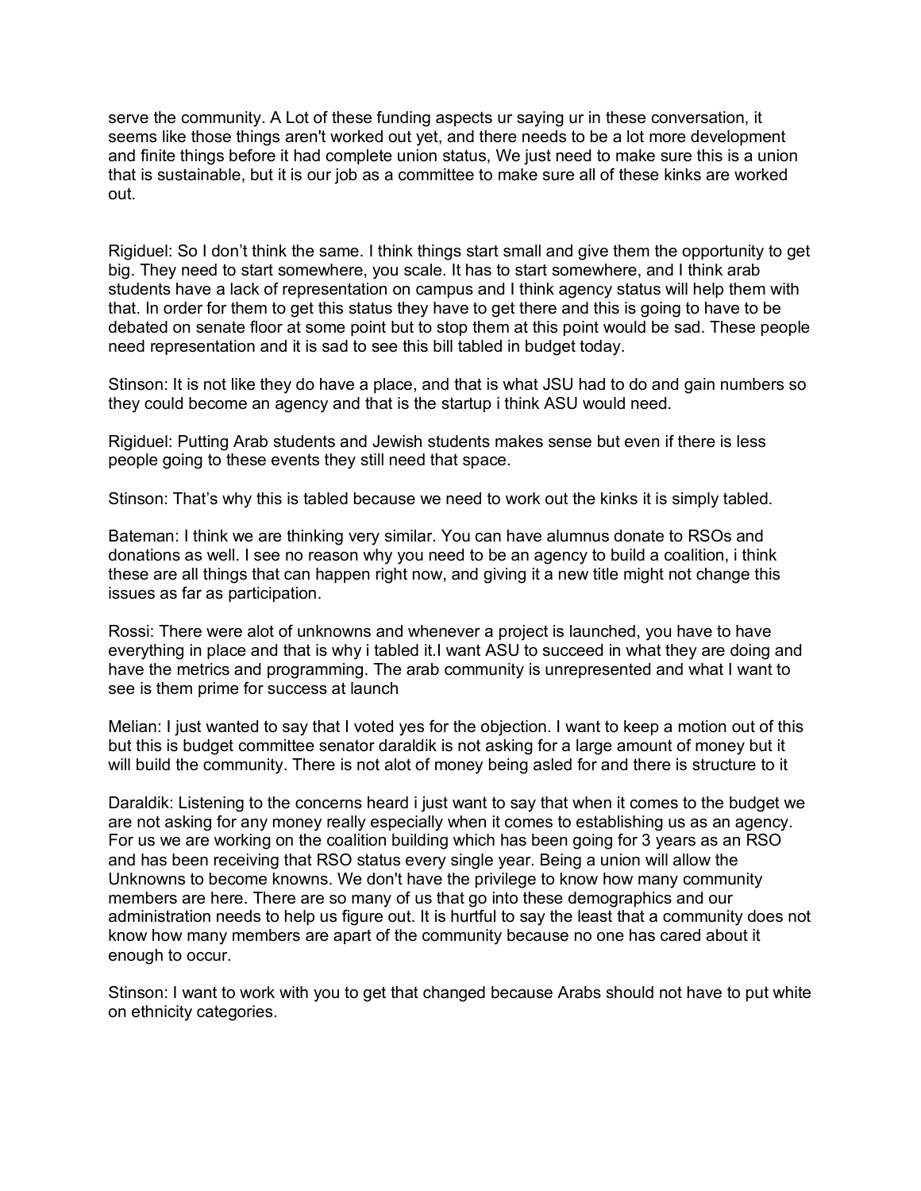serve the community. A Lot of these funding aspects ur saying ur in these conversation, it seems like those things aren't worked out yet, and there needs to be a lot more development and finite things before it had complete union status, We just need to make sure this is a union that is sustainable, but it is our job as a committee to make sure all of these kinks are worked out.

Rigiduel: So I don't think the same. I think things start small and give them the opportunity to get big. They need to start somewhere, you scale. It has to start somewhere, and I think arab students have a lack of representation on campus and I think agency status will help them with that. In order for them to get this status they have to get there and this is going to have to be debated on senate floor at some point but to stop them at this point would be sad. These people need representation and it is sad to see this bill tabled in budget today.

Stinson: It is not like they do have a place, and that is what JSU had to do and gain numbers so they could become an agency and that is the startup i think ASU would need.

Rigiduel: Putting Arab students and Jewish students makes sense but even if there is less people going to these events they still need that space.

Stinson: That's why this is tabled because we need to work out the kinks it is simply tabled.

Bateman: I think we are thinking very similar. You can have alumnus donate to RSOs and donations as well. I see no reason why you need to be an agency to build a coalition, i think these are all things that can happen right now, and giving it a new title might not change this issues as far as participation.

Rossi: There were alot of unknowns and whenever a project is launched, you have to have everything in place and that is why i tabled it.I want ASU to succeed in what they are doing and have the metrics and programming. The arab community is unrepresented and what I want to see is them prime for success at launch

Melian: I just wanted to say that I voted yes for the objection. I want to keep a motion out of this but this is budget committee senator daraldik is not asking for a large amount of money but it will build the community. There is not alot of money being asled for and there is structure to it

Daraldik: Listening to the concerns heard i just want to say that when it comes to the budget we are not asking for any money really especially when it comes to establishing us as an agency. For us we are working on the coalition building which has been going for 3 years as an RSO and has been receiving that RSO status every single year. Being a union will allow the Unknowns to become knowns. We don't have the privilege to know how many community members are here. There are so many of us that go into these demographics and our administration needs to help us figure out. It is hurtful to say the least that a community does not know how many members are apart of the community because no one has cared about it enough to occur.

Stinson: I want to work with you to get that changed because Arabs should not have to put white on ethnicity categories.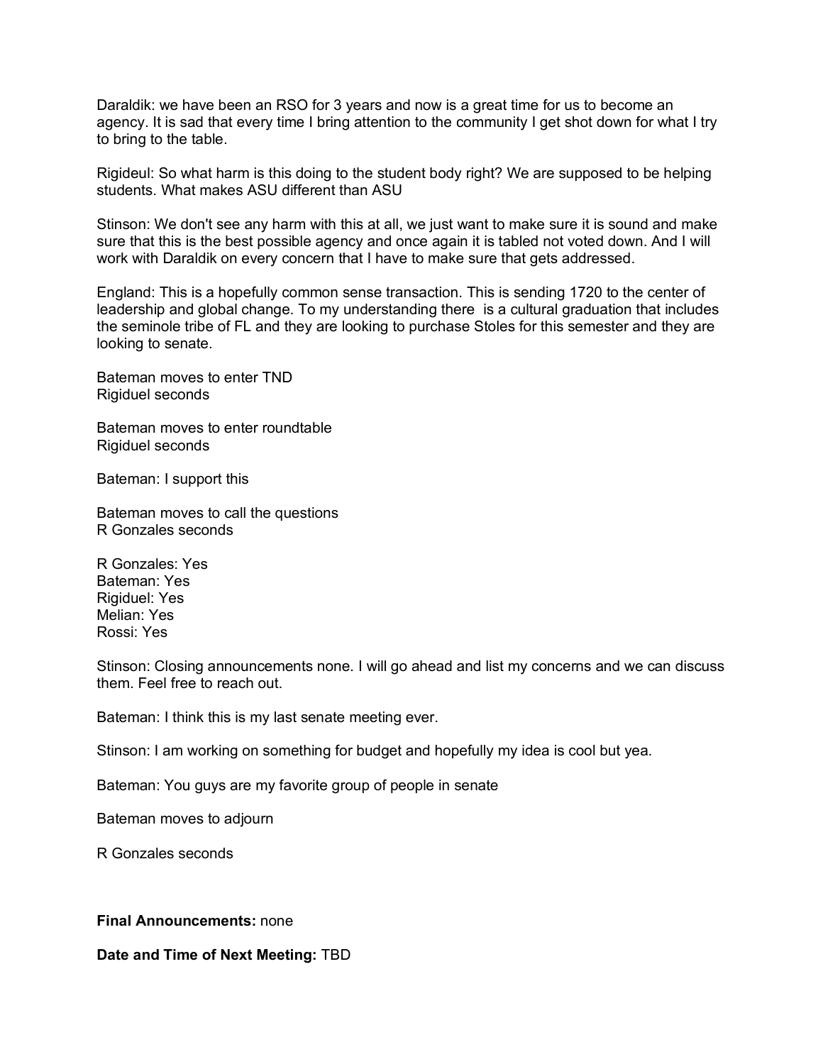Daraldik: we have been an RSO for 3 years and now is a great time for us to become an agency. It is sad that every time I bring attention to the community I get shot down for what I try to bring to the table.

Rigideul: So what harm is this doing to the student body right? We are supposed to be helping students. What makes ASU different than ASU

Stinson: We don't see any harm with this at all, we just want to make sure it is sound and make sure that this is the best possible agency and once again it is tabled not voted down. And I will work with Daraldik on every concern that I have to make sure that gets addressed.

England: This is a hopefully common sense transaction. This is sending 1720 to the center of leadership and global change. To my understanding there  is a cultural graduation that includes the seminole tribe of FL and they are looking to purchase Stoles for this semester and they are looking to senate.

Bateman moves to enter TND
Rigiduel seconds

Bateman moves to enter roundtable
Rigiduel seconds

Bateman: I support this

Bateman moves to call the questions
R Gonzales seconds

R Gonzales: Yes
Bateman: Yes
Rigiduel: Yes
Melian: Yes
Rossi: Yes

Stinson: Closing announcements none. I will go ahead and list my concerns and we can discuss them. Feel free to reach out.

Bateman: I think this is my last senate meeting ever.

Stinson: I am working on something for budget and hopefully my idea is cool but yea.

Bateman: You guys are my favorite group of people in senate

Bateman moves to adjourn

R Gonzales seconds

**Final Announcements:** none

**Date and Time of Next Meeting:** TBD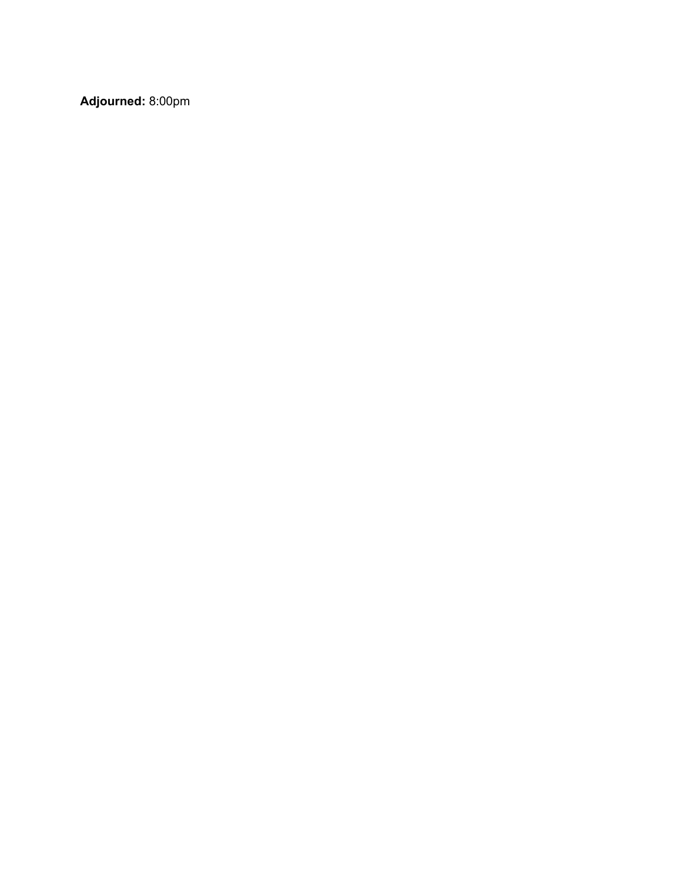**Adjourned:** 8:00pm